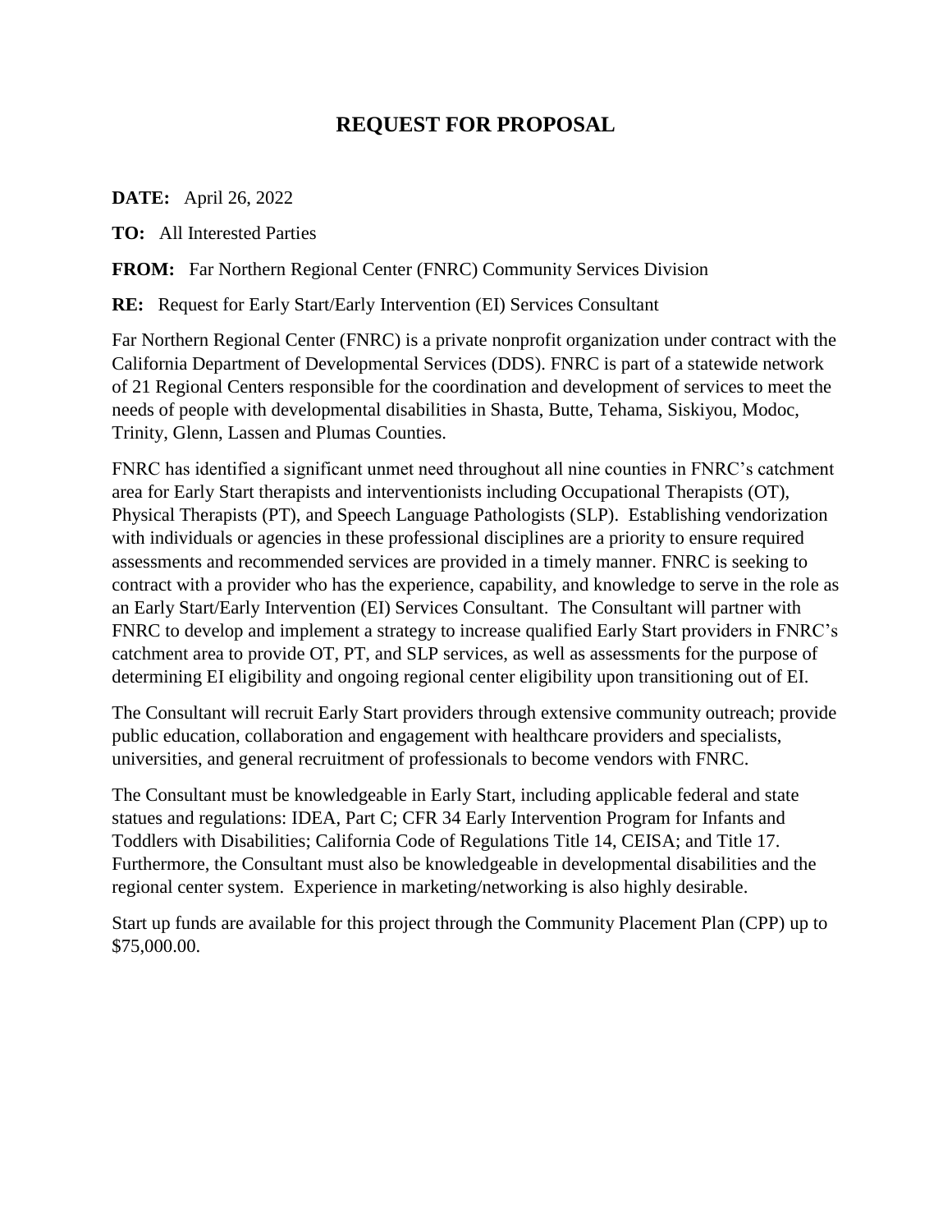# REQUEST FOR PROPOSAL

**DATE:** April 26, 2022

**TO:** All Interested Parties

**FROM:** Far Northern Regional Center (FNRC) Community Services Division

**RE:** Request for Early Start/Early Intervention (EI) Services Consultant

Far Northern Regional Center (FNRC) is a private nonprofit organization under contract with the California Department of Developmental Services (DDS). FNRC is part of a statewide network of 21 Regional Centers responsible for the coordination and development of services to meet the needs of people with developmental disabilities in Shasta, Butte, Tehama, Siskiyou, Modoc, Trinity, Glenn, Lassen and Plumas Counties.

FNRC has identified a significant unmet need throughout all nine counties in FNRC's catchment area for Early Start therapists and interventionists including Occupational Therapists (OT), Physical Therapists (PT), and Speech Language Pathologists (SLP). Establishing vendorization with individuals or agencies in these professional disciplines are a priority to ensure required assessments and recommended services are provided in a timely manner. FNRC is seeking to contract with a provider who has the experience, capability, and knowledge to serve in the role as an Early Start/Early Intervention (EI) Services Consultant. The Consultant will partner with FNRC to develop and implement a strategy to increase qualified Early Start providers in FNRC's catchment area to provide OT, PT, and SLP services, as well as assessments for the purpose of determining EI eligibility and ongoing regional center eligibility upon transitioning out of EI.

The Consultant will recruit Early Start providers through extensive community outreach; provide public education, collaboration and engagement with healthcare providers and specialists, universities, and general recruitment of professionals to become vendors with FNRC.

The Consultant must be knowledgeable in Early Start, including applicable federal and state statues and regulations: IDEA, Part C; CFR 34 Early Intervention Program for Infants and Toddlers with Disabilities; California Code of Regulations Title 14, CEISA; and Title 17. Furthermore, the Consultant must also be knowledgeable in developmental disabilities and the regional center system. Experience in marketing/networking is also highly desirable.

Start up funds are available for this project through the Community Placement Plan (CPP) up to $75,000.00.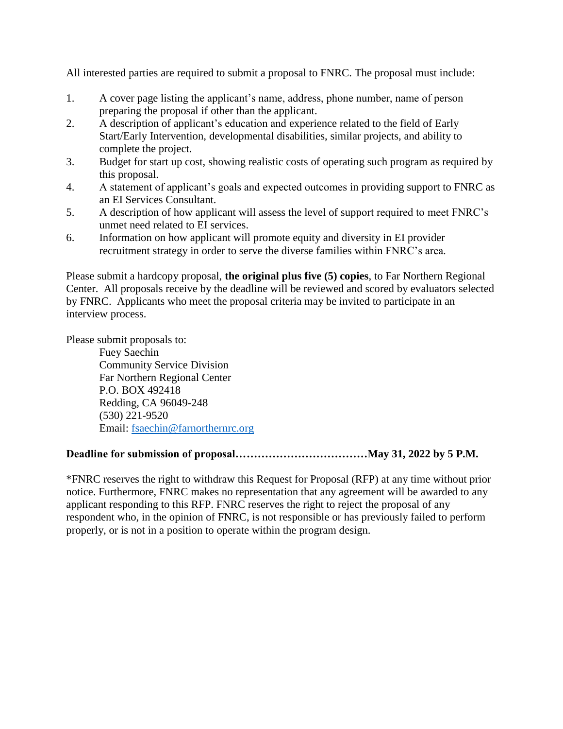All interested parties are required to submit a proposal to FNRC. The proposal must include:

1. A cover page listing the applicant's name, address, phone number, name of person preparing the proposal if other than the applicant.
2. A description of applicant's education and experience related to the field of Early Start/Early Intervention, developmental disabilities, similar projects, and ability to complete the project.
3. Budget for start up cost, showing realistic costs of operating such program as required by this proposal.
4. A statement of applicant's goals and expected outcomes in providing support to FNRC as an EI Services Consultant.
5. A description of how applicant will assess the level of support required to meet FNRC's unmet need related to EI services.
6. Information on how applicant will promote equity and diversity in EI provider recruitment strategy in order to serve the diverse families within FNRC's area.

Please submit a hardcopy proposal, **the original plus five (5) copies**, to Far Northern Regional Center. All proposals receive by the deadline will be reviewed and scored by evaluators selected by FNRC. Applicants who meet the proposal criteria may be invited to participate in an interview process.

Please submit proposals to:

Fuey Saechin
Community Service Division
Far Northern Regional Center
P.O. BOX 492418
Redding, CA 96049-248
(530) 221-9520
Email: fsaechin@farnorthernrc.org

**Deadline for submission of proposal………………………………May 31, 2022 by 5 P.M.**

*FNRC reserves the right to withdraw this Request for Proposal (RFP) at any time without prior notice. Furthermore, FNRC makes no representation that any agreement will be awarded to any applicant responding to this RFP. FNRC reserves the right to reject the proposal of any respondent who, in the opinion of FNRC, is not responsible or has previously failed to perform properly, or is not in a position to operate within the program design.